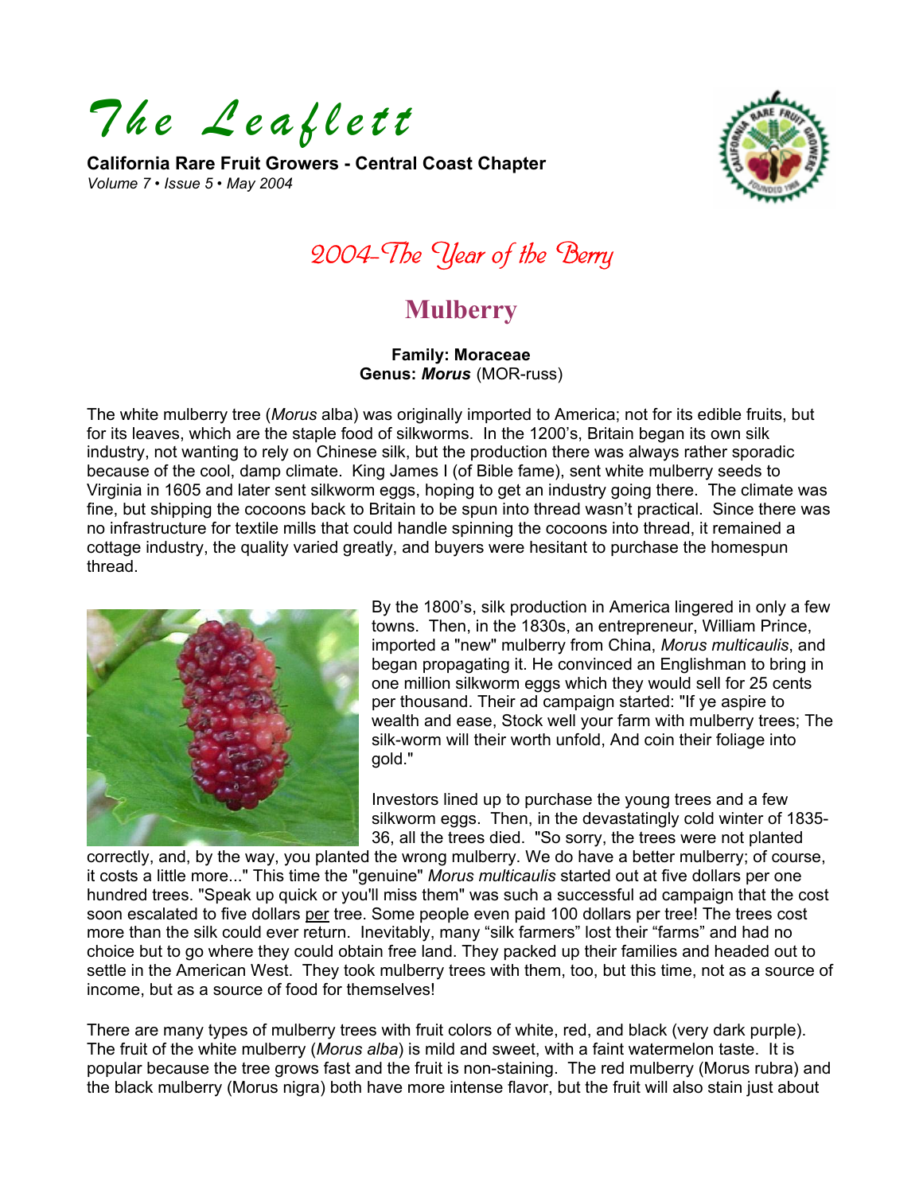# The Leaflett

**California Rare Fruit Growers - Central Coast Chapter**
*Volume 7 • Issue 5 • May 2004*

## 2004-The Year of the Berry

## Mulberry

**Family: Moraceae**
**Genus: *Morus*** (MOR-russ)

The white mulberry tree (*Morus* alba) was originally imported to America; not for its edible fruits, but for its leaves, which are the staple food of silkworms. In the 1200's, Britain began its own silk industry, not wanting to rely on Chinese silk, but the production there was always rather sporadic because of the cool, damp climate. King James I (of Bible fame), sent white mulberry seeds to Virginia in 1605 and later sent silkworm eggs, hoping to get an industry going there. The climate was fine, but shipping the cocoons back to Britain to be spun into thread wasn't practical. Since there was no infrastructure for textile mills that could handle spinning the cocoons into thread, it remained a cottage industry, the quality varied greatly, and buyers were hesitant to purchase the homespun thread.

By the 1800's, silk production in America lingered in only a few towns. Then, in the 1830s, an entrepreneur, William Prince, imported a "new" mulberry from China, *Morus multicaulis*, and began propagating it. He convinced an Englishman to bring in one million silkworm eggs which they would sell for 25 cents per thousand. Their ad campaign started: "If ye aspire to wealth and ease, Stock well your farm with mulberry trees; The silk-worm will their worth unfold, And coin their foliage into gold."

Investors lined up to purchase the young trees and a few silkworm eggs. Then, in the devastatingly cold winter of 1835-36, all the trees died. "So sorry, the trees were not planted correctly, and, by the way, you planted the wrong mulberry. We do have a better mulberry; of course, it costs a little more..." This time the "genuine" *Morus multicaulis* started out at five dollars per one hundred trees. "Speak up quick or you'll miss them" was such a successful ad campaign that the cost soon escalated to five dollars per tree. Some people even paid 100 dollars per tree! The trees cost more than the silk could ever return. Inevitably, many "silk farmers" lost their "farms" and had no choice but to go where they could obtain free land. They packed up their families and headed out to settle in the American West. They took mulberry trees with them, too, but this time, not as a source of income, but as a source of food for themselves!

There are many types of mulberry trees with fruit colors of white, red, and black (very dark purple). The fruit of the white mulberry (*Morus alba*) is mild and sweet, with a faint watermelon taste. It is popular because the tree grows fast and the fruit is non-staining. The red mulberry (Morus rubra) and the black mulberry (Morus nigra) both have more intense flavor, but the fruit will also stain just about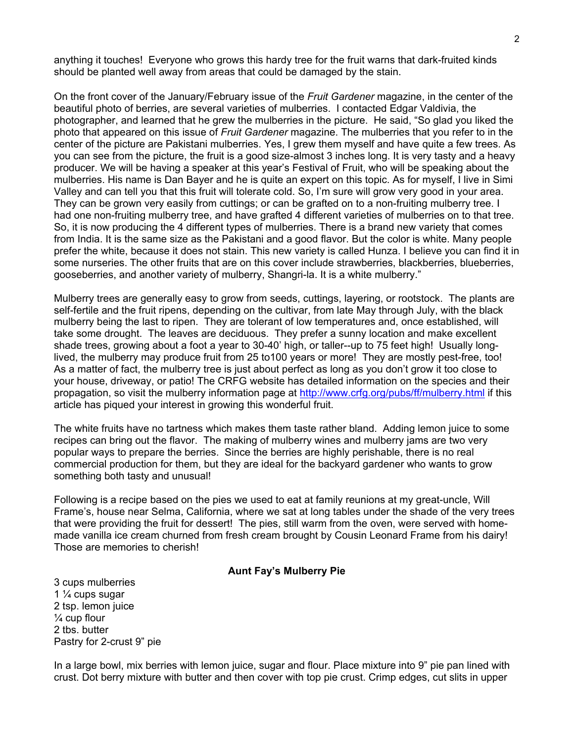anything it touches! Everyone who grows this hardy tree for the fruit warns that dark-fruited kinds should be planted well away from areas that could be damaged by the stain.

On the front cover of the January/February issue of the *Fruit Gardener* magazine, in the center of the beautiful photo of berries, are several varieties of mulberries. I contacted Edgar Valdivia, the photographer, and learned that he grew the mulberries in the picture. He said, "So glad you liked the photo that appeared on this issue of *Fruit Gardener* magazine. The mulberries that you refer to in the center of the picture are Pakistani mulberries. Yes, I grew them myself and have quite a few trees. As you can see from the picture, the fruit is a good size-almost 3 inches long. It is very tasty and a heavy producer. We will be having a speaker at this year's Festival of Fruit, who will be speaking about the mulberries. His name is Dan Bayer and he is quite an expert on this topic. As for myself, I live in Simi Valley and can tell you that this fruit will tolerate cold. So, I'm sure will grow very good in your area. They can be grown very easily from cuttings; or can be grafted on to a non-fruiting mulberry tree. I had one non-fruiting mulberry tree, and have grafted 4 different varieties of mulberries on to that tree. So, it is now producing the 4 different types of mulberries. There is a brand new variety that comes from India. It is the same size as the Pakistani and a good flavor. But the color is white. Many people prefer the white, because it does not stain. This new variety is called Hunza. I believe you can find it in some nurseries. The other fruits that are on this cover include strawberries, blackberries, blueberries, gooseberries, and another variety of mulberry, Shangri-la. It is a white mulberry."

Mulberry trees are generally easy to grow from seeds, cuttings, layering, or rootstock. The plants are self-fertile and the fruit ripens, depending on the cultivar, from late May through July, with the black mulberry being the last to ripen. They are tolerant of low temperatures and, once established, will take some drought. The leaves are deciduous. They prefer a sunny location and make excellent shade trees, growing about a foot a year to 30-40' high, or taller--up to 75 feet high! Usually long-lived, the mulberry may produce fruit from 25 to100 years or more! They are mostly pest-free, too! As a matter of fact, the mulberry tree is just about perfect as long as you don't grow it too close to your house, driveway, or patio! The CRFG website has detailed information on the species and their propagation, so visit the mulberry information page at http://www.crfg.org/pubs/ff/mulberry.html if this article has piqued your interest in growing this wonderful fruit.

The white fruits have no tartness which makes them taste rather bland. Adding lemon juice to some recipes can bring out the flavor. The making of mulberry wines and mulberry jams are two very popular ways to prepare the berries. Since the berries are highly perishable, there is no real commercial production for them, but they are ideal for the backyard gardener who wants to grow something both tasty and unusual!

Following is a recipe based on the pies we used to eat at family reunions at my great-uncle, Will Frame's, house near Selma, California, where we sat at long tables under the shade of the very trees that were providing the fruit for dessert! The pies, still warm from the oven, were served with home-made vanilla ice cream churned from fresh cream brought by Cousin Leonard Frame from his dairy! Those are memories to cherish!

**Aunt Fay's Mulberry Pie**

3 cups mulberries
1 ¼ cups sugar
2 tsp. lemon juice
¼ cup flour
2 tbs. butter
Pastry for 2-crust 9" pie

In a large bowl, mix berries with lemon juice, sugar and flour. Place mixture into 9" pie pan lined with crust. Dot berry mixture with butter and then cover with top pie crust. Crimp edges, cut slits in upper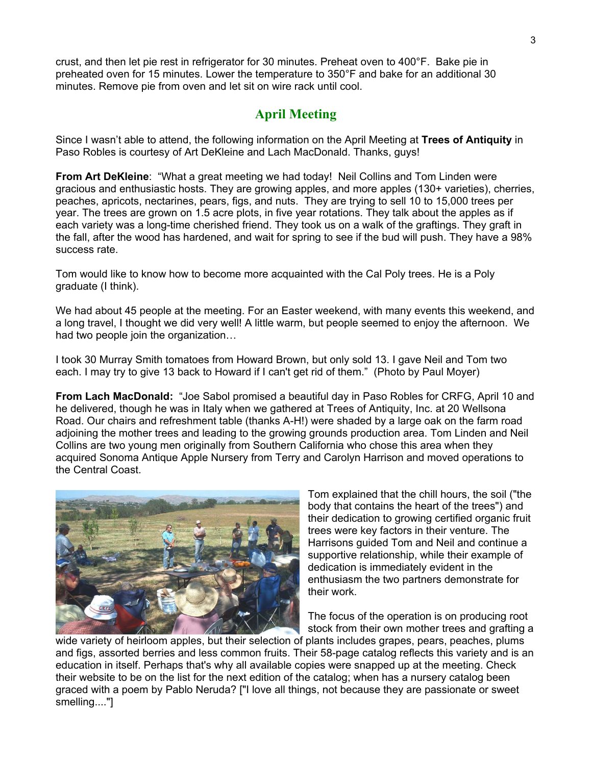crust, and then let pie rest in refrigerator for 30 minutes. Preheat oven to 400°F. Bake pie in preheated oven for 15 minutes. Lower the temperature to 350°F and bake for an additional 30 minutes. Remove pie from oven and let sit on wire rack until cool.

## April Meeting

Since I wasn't able to attend, the following information on the April Meeting at **Trees of Antiquity** in Paso Robles is courtesy of Art DeKleine and Lach MacDonald. Thanks, guys!

**From Art DeKleine**: "What a great meeting we had today! Neil Collins and Tom Linden were gracious and enthusiastic hosts. They are growing apples, and more apples (130+ varieties), cherries, peaches, apricots, nectarines, pears, figs, and nuts. They are trying to sell 10 to 15,000 trees per year. The trees are grown on 1.5 acre plots, in five year rotations. They talk about the apples as if each variety was a long-time cherished friend. They took us on a walk of the graftings. They graft in the fall, after the wood has hardened, and wait for spring to see if the bud will push. They have a 98% success rate.

Tom would like to know how to become more acquainted with the Cal Poly trees. He is a Poly graduate (I think).

We had about 45 people at the meeting. For an Easter weekend, with many events this weekend, and a long travel, I thought we did very well! A little warm, but people seemed to enjoy the afternoon. We had two people join the organization…

I took 30 Murray Smith tomatoes from Howard Brown, but only sold 13. I gave Neil and Tom two each. I may try to give 13 back to Howard if I can't get rid of them." (Photo by Paul Moyer)

**From Lach MacDonald:** "Joe Sabol promised a beautiful day in Paso Robles for CRFG, April 10 and he delivered, though he was in Italy when we gathered at Trees of Antiquity, Inc. at 20 Wellsona Road. Our chairs and refreshment table (thanks A-H!) were shaded by a large oak on the farm road adjoining the mother trees and leading to the growing grounds production area. Tom Linden and Neil Collins are two young men originally from Southern California who chose this area when they acquired Sonoma Antique Apple Nursery from Terry and Carolyn Harrison and moved operations to the Central Coast.

Tom explained that the chill hours, the soil ("the body that contains the heart of the trees") and their dedication to growing certified organic fruit trees were key factors in their venture. The Harrisons guided Tom and Neil and continue a supportive relationship, while their example of dedication is immediately evident in the enthusiasm the two partners demonstrate for their work.

The focus of the operation is on producing root stock from their own mother trees and grafting a wide variety of heirloom apples, but their selection of plants includes grapes, pears, peaches, plums and figs, assorted berries and less common fruits. Their 58-page catalog reflects this variety and is an education in itself. Perhaps that's why all available copies were snapped up at the meeting. Check their website to be on the list for the next edition of the catalog; when has a nursery catalog been graced with a poem by Pablo Neruda? ["I love all things, not because they are passionate or sweet smelling...."]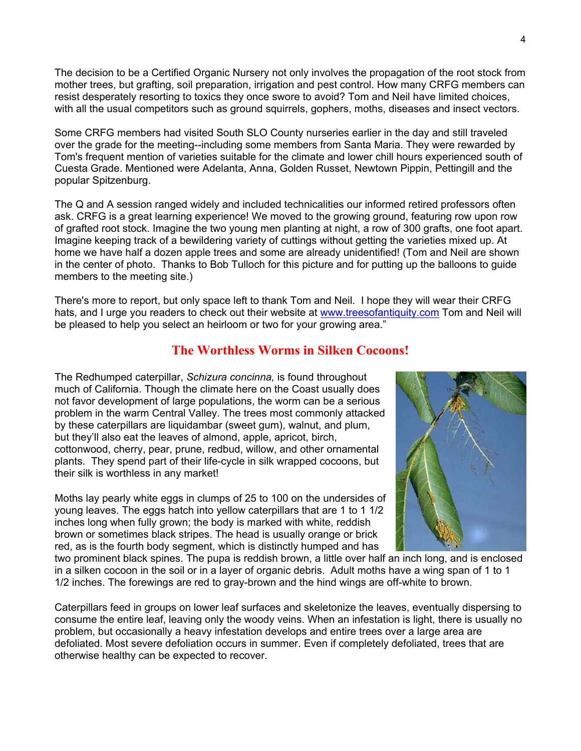The decision to be a Certified Organic Nursery not only involves the propagation of the root stock from mother trees, but grafting, soil preparation, irrigation and pest control. How many CRFG members can resist desperately resorting to toxics they once swore to avoid? Tom and Neil have limited choices, with all the usual competitors such as ground squirrels, gophers, moths, diseases and insect vectors.

Some CRFG members had visited South SLO County nurseries earlier in the day and still traveled over the grade for the meeting--including some members from Santa Maria. They were rewarded by Tom's frequent mention of varieties suitable for the climate and lower chill hours experienced south of Cuesta Grade. Mentioned were Adelanta, Anna, Golden Russet, Newtown Pippin, Pettingill and the popular Spitzenburg.

The Q and A session ranged widely and included technicalities our informed retired professors often ask. CRFG is a great learning experience! We moved to the growing ground, featuring row upon row of grafted root stock. Imagine the two young men planting at night, a row of 300 grafts, one foot apart. Imagine keeping track of a bewildering variety of cuttings without getting the varieties mixed up. At home we have half a dozen apple trees and some are already unidentified! (Tom and Neil are shown in the center of photo. Thanks to Bob Tulloch for this picture and for putting up the balloons to guide members to the meeting site.)

There's more to report, but only space left to thank Tom and Neil. I hope they will wear their CRFG hats, and I urge you readers to check out their website at www.treesofantiquity.com Tom and Neil will be pleased to help you select an heirloom or two for your growing area."

## The Worthless Worms in Silken Cocoons!

The Redhumped caterpillar, *Schizura concinna,* is found throughout much of California. Though the climate here on the Coast usually does not favor development of large populations, the worm can be a serious problem in the warm Central Valley. The trees most commonly attacked by these caterpillars are liquidambar (sweet gum), walnut, and plum, but they'll also eat the leaves of almond, apple, apricot, birch, cottonwood, cherry, pear, prune, redbud, willow, and other ornamental plants. They spend part of their life-cycle in silk wrapped cocoons, but their silk is worthless in any market!

Moths lay pearly white eggs in clumps of 25 to 100 on the undersides of young leaves. The eggs hatch into yellow caterpillars that are 1 to 1 1/2 inches long when fully grown; the body is marked with white, reddish brown or sometimes black stripes. The head is usually orange or brick red, as is the fourth body segment, which is distinctly humped and has two prominent black spines. The pupa is reddish brown, a little over half an inch long, and is enclosed in a silken cocoon in the soil or in a layer of organic debris. Adult moths have a wing span of 1 to 1 1/2 inches. The forewings are red to gray-brown and the hind wings are off-white to brown.

Caterpillars feed in groups on lower leaf surfaces and skeletonize the leaves, eventually dispersing to consume the entire leaf, leaving only the woody veins. When an infestation is light, there is usually no problem, but occasionally a heavy infestation develops and entire trees over a large area are defoliated. Most severe defoliation occurs in summer. Even if completely defoliated, trees that are otherwise healthy can be expected to recover.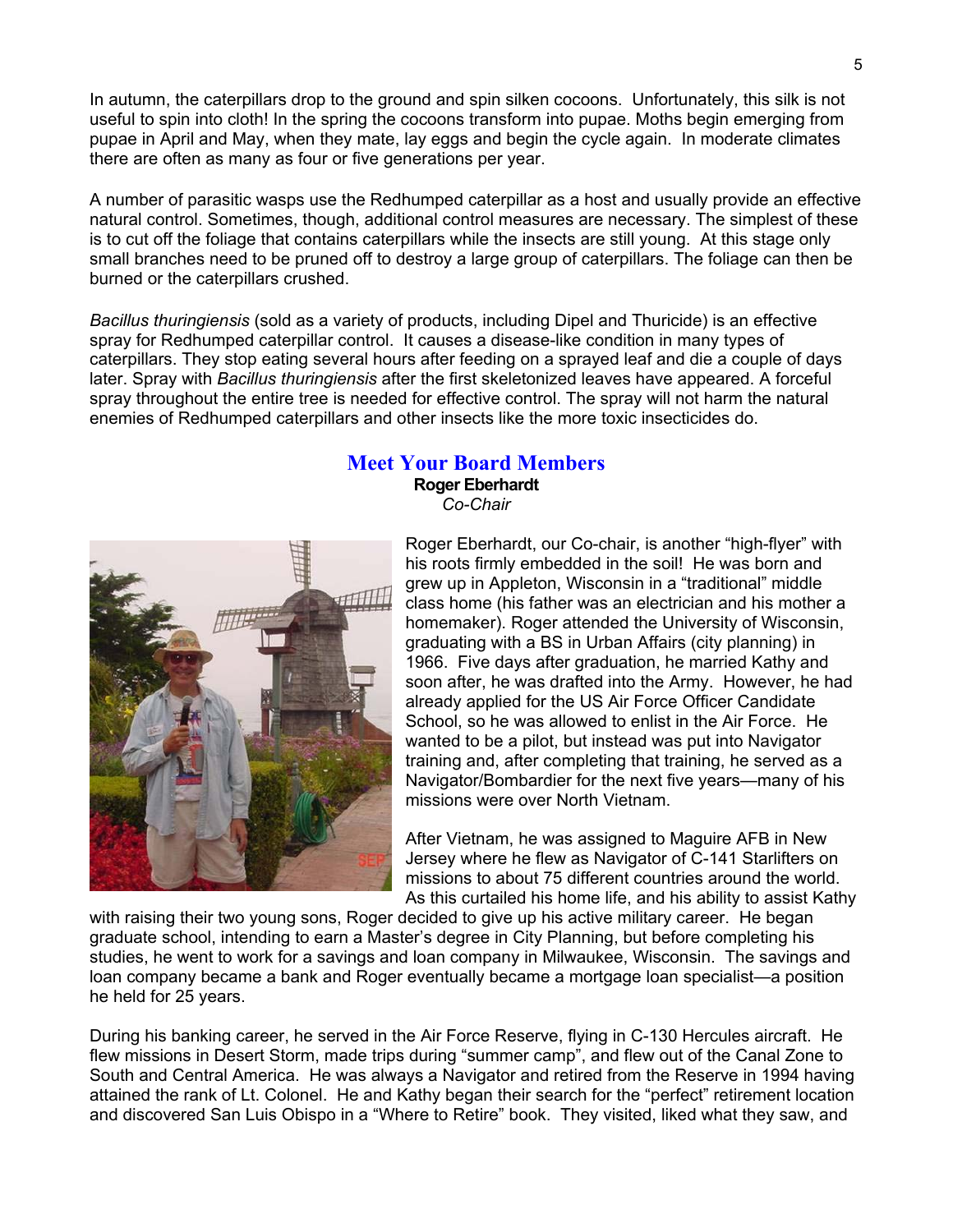In autumn, the caterpillars drop to the ground and spin silken cocoons. Unfortunately, this silk is not useful to spin into cloth! In the spring the cocoons transform into pupae. Moths begin emerging from pupae in April and May, when they mate, lay eggs and begin the cycle again. In moderate climates there are often as many as four or five generations per year.

A number of parasitic wasps use the Redhumped caterpillar as a host and usually provide an effective natural control. Sometimes, though, additional control measures are necessary. The simplest of these is to cut off the foliage that contains caterpillars while the insects are still young. At this stage only small branches need to be pruned off to destroy a large group of caterpillars. The foliage can then be burned or the caterpillars crushed.

*Bacillus thuringiensis* (sold as a variety of products, including Dipel and Thuricide) is an effective spray for Redhumped caterpillar control. It causes a disease-like condition in many types of caterpillars. They stop eating several hours after feeding on a sprayed leaf and die a couple of days later. Spray with *Bacillus thuringiensis* after the first skeletonized leaves have appeared. A forceful spray throughout the entire tree is needed for effective control. The spray will not harm the natural enemies of Redhumped caterpillars and other insects like the more toxic insecticides do.

## Meet Your Board Members

**Roger Eberhardt**
*Co-Chair*

Roger Eberhardt, our Co-chair, is another "high-flyer" with his roots firmly embedded in the soil! He was born and grew up in Appleton, Wisconsin in a "traditional" middle class home (his father was an electrician and his mother a homemaker). Roger attended the University of Wisconsin, graduating with a BS in Urban Affairs (city planning) in 1966. Five days after graduation, he married Kathy and soon after, he was drafted into the Army. However, he had already applied for the US Air Force Officer Candidate School, so he was allowed to enlist in the Air Force. He wanted to be a pilot, but instead was put into Navigator training and, after completing that training, he served as a Navigator/Bombardier for the next five years—many of his missions were over North Vietnam.

After Vietnam, he was assigned to Maguire AFB in New Jersey where he flew as Navigator of C-141 Starlifters on missions to about 75 different countries around the world. As this curtailed his home life, and his ability to assist Kathy with raising their two young sons, Roger decided to give up his active military career. He began graduate school, intending to earn a Master's degree in City Planning, but before completing his studies, he went to work for a savings and loan company in Milwaukee, Wisconsin. The savings and loan company became a bank and Roger eventually became a mortgage loan specialist—a position he held for 25 years.

During his banking career, he served in the Air Force Reserve, flying in C-130 Hercules aircraft. He flew missions in Desert Storm, made trips during "summer camp", and flew out of the Canal Zone to South and Central America. He was always a Navigator and retired from the Reserve in 1994 having attained the rank of Lt. Colonel. He and Kathy began their search for the "perfect" retirement location and discovered San Luis Obispo in a "Where to Retire" book. They visited, liked what they saw, and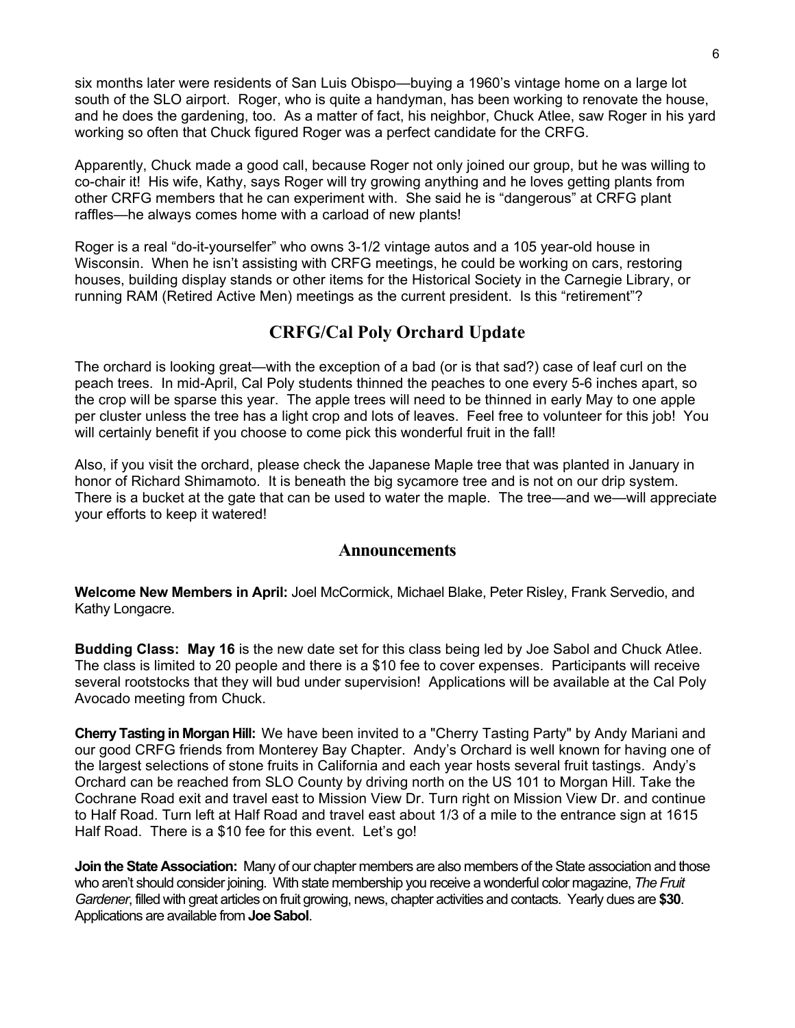six months later were residents of San Luis Obispo—buying a 1960's vintage home on a large lot south of the SLO airport. Roger, who is quite a handyman, has been working to renovate the house, and he does the gardening, too. As a matter of fact, his neighbor, Chuck Atlee, saw Roger in his yard working so often that Chuck figured Roger was a perfect candidate for the CRFG.

Apparently, Chuck made a good call, because Roger not only joined our group, but he was willing to co-chair it! His wife, Kathy, says Roger will try growing anything and he loves getting plants from other CRFG members that he can experiment with. She said he is "dangerous" at CRFG plant raffles—he always comes home with a carload of new plants!

Roger is a real "do-it-yourselfer" who owns 3-1/2 vintage autos and a 105 year-old house in Wisconsin. When he isn't assisting with CRFG meetings, he could be working on cars, restoring houses, building display stands or other items for the Historical Society in the Carnegie Library, or running RAM (Retired Active Men) meetings as the current president. Is this "retirement"?

## CRFG/Cal Poly Orchard Update

The orchard is looking great—with the exception of a bad (or is that sad?) case of leaf curl on the peach trees. In mid-April, Cal Poly students thinned the peaches to one every 5-6 inches apart, so the crop will be sparse this year. The apple trees will need to be thinned in early May to one apple per cluster unless the tree has a light crop and lots of leaves. Feel free to volunteer for this job! You will certainly benefit if you choose to come pick this wonderful fruit in the fall!

Also, if you visit the orchard, please check the Japanese Maple tree that was planted in January in honor of Richard Shimamoto. It is beneath the big sycamore tree and is not on our drip system. There is a bucket at the gate that can be used to water the maple. The tree—and we—will appreciate your efforts to keep it watered!

## Announcements

**Welcome New Members in April:** Joel McCormick, Michael Blake, Peter Risley, Frank Servedio, and Kathy Longacre.

**Budding Class: May 16** is the new date set for this class being led by Joe Sabol and Chuck Atlee. The class is limited to 20 people and there is a $10 fee to cover expenses. Participants will receive several rootstocks that they will bud under supervision! Applications will be available at the Cal Poly Avocado meeting from Chuck.

**Cherry Tasting in Morgan Hill:** We have been invited to a "Cherry Tasting Party" by Andy Mariani and our good CRFG friends from Monterey Bay Chapter. Andy's Orchard is well known for having one of the largest selections of stone fruits in California and each year hosts several fruit tastings. Andy's Orchard can be reached from SLO County by driving north on the US 101 to Morgan Hill. Take the Cochrane Road exit and travel east to Mission View Dr. Turn right on Mission View Dr. and continue to Half Road. Turn left at Half Road and travel east about 1/3 of a mile to the entrance sign at 1615 Half Road. There is a $10 fee for this event. Let's go!

**Join the State Association:** Many of our chapter members are also members of the State association and those who aren't should consider joining. With state membership you receive a wonderful color magazine, *The Fruit Gardener*, filled with great articles on fruit growing, news, chapter activities and contacts. Yearly dues are **$30**. Applications are available from **Joe Sabol**.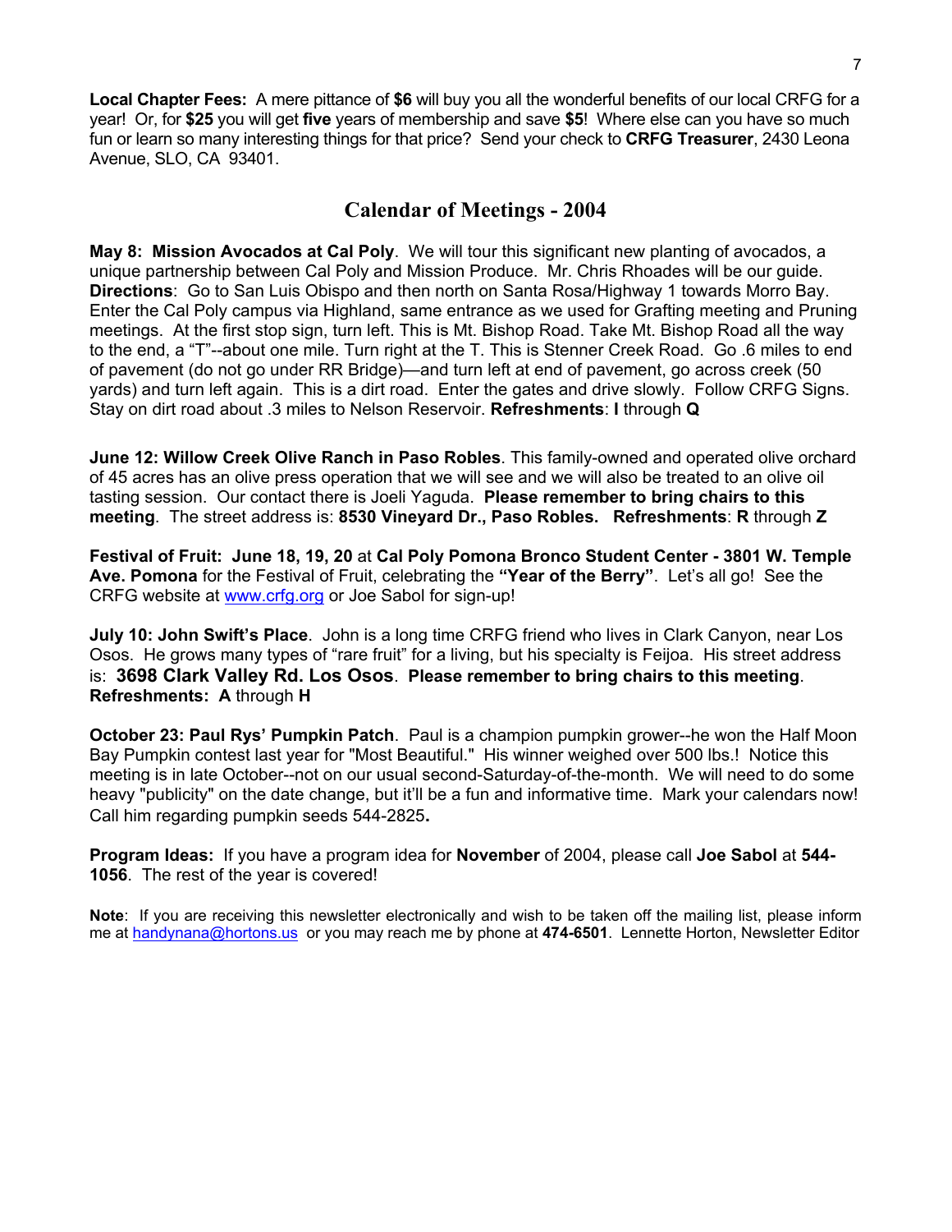**Local Chapter Fees:** A mere pittance of **$6** will buy you all the wonderful benefits of our local CRFG for a year! Or, for **$25** you will get **five** years of membership and save **$5**! Where else can you have so much fun or learn so many interesting things for that price? Send your check to **CRFG Treasurer**, 2430 Leona Avenue, SLO, CA 93401.

## Calendar of Meetings - 2004

**May 8: Mission Avocados at Cal Poly**. We will tour this significant new planting of avocados, a unique partnership between Cal Poly and Mission Produce. Mr. Chris Rhoades will be our guide. **Directions**: Go to San Luis Obispo and then north on Santa Rosa/Highway 1 towards Morro Bay. Enter the Cal Poly campus via Highland, same entrance as we used for Grafting meeting and Pruning meetings. At the first stop sign, turn left. This is Mt. Bishop Road. Take Mt. Bishop Road all the way to the end, a "T"--about one mile. Turn right at the T. This is Stenner Creek Road. Go .6 miles to end of pavement (do not go under RR Bridge)—and turn left at end of pavement, go across creek (50 yards) and turn left again. This is a dirt road. Enter the gates and drive slowly. Follow CRFG Signs. Stay on dirt road about .3 miles to Nelson Reservoir. **Refreshments**: **I** through **Q**

**June 12: Willow Creek Olive Ranch in Paso Robles**. This family-owned and operated olive orchard of 45 acres has an olive press operation that we will see and we will also be treated to an olive oil tasting session. Our contact there is Joeli Yaguda. **Please remember to bring chairs to this meeting**. The street address is: **8530 Vineyard Dr., Paso Robles. Refreshments**: **R** through **Z**

**Festival of Fruit: June 18, 19, 20** at **Cal Poly Pomona Bronco Student Center - 3801 W. Temple Ave. Pomona** for the Festival of Fruit, celebrating the **"Year of the Berry"**. Let's all go! See the CRFG website at www.crfg.org or Joe Sabol for sign-up!

**July 10: John Swift's Place**. John is a long time CRFG friend who lives in Clark Canyon, near Los Osos. He grows many types of "rare fruit" for a living, but his specialty is Feijoa. His street address is: **3698 Clark Valley Rd. Los Osos**. **Please remember to bring chairs to this meeting**. **Refreshments: A** through **H**

**October 23: Paul Rys' Pumpkin Patch**. Paul is a champion pumpkin grower--he won the Half Moon Bay Pumpkin contest last year for "Most Beautiful." His winner weighed over 500 lbs.! Notice this meeting is in late October--not on our usual second-Saturday-of-the-month. We will need to do some heavy "publicity" on the date change, but it'll be a fun and informative time. Mark your calendars now! Call him regarding pumpkin seeds 544-2825**.**

**Program Ideas:** If you have a program idea for **November** of 2004, please call **Joe Sabol** at **544-1056**. The rest of the year is covered!

**Note**: If you are receiving this newsletter electronically and wish to be taken off the mailing list, please inform me at handynana@hortons.us or you may reach me by phone at **474-6501**. Lennette Horton, Newsletter Editor